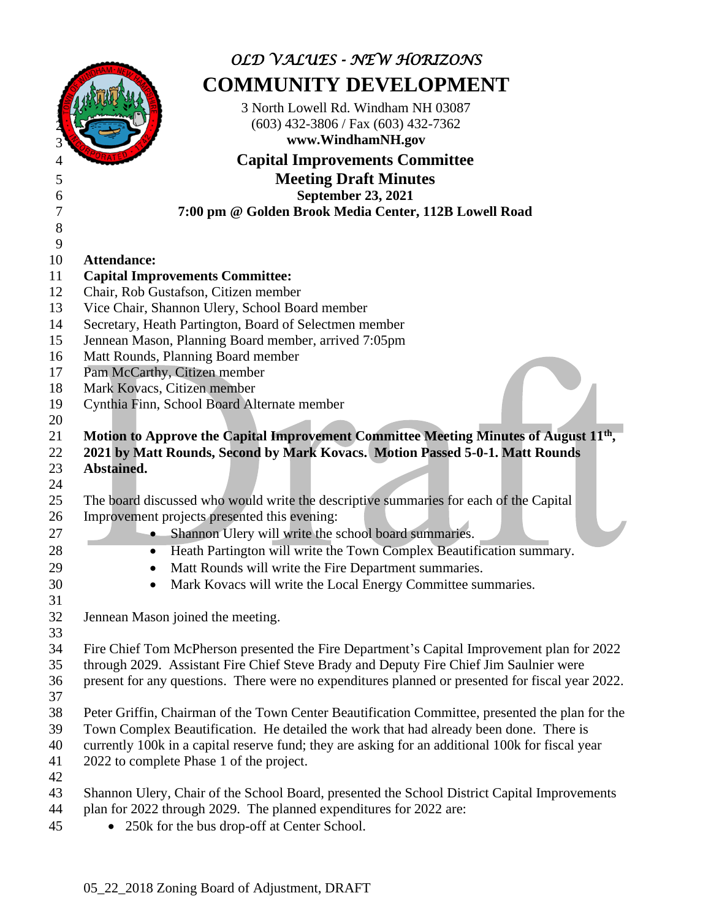*OLD VALUES - NEW HORIZONS*

# COMMUNITY DEVELOPMENT

3 North Lowell Rd. Windham NH 03087
(603) 432-3806 / Fax (603) 432-7362
**www.WindhamNH.gov**

## Capital Improvements Committee

## Meeting Draft Minutes

**September 23, 2021**

**7:00 pm @ Golden Brook Media Center, 112B Lowell Road**

**Attendance:**

**Capital Improvements Committee:**

Chair, Rob Gustafson, Citizen member
Vice Chair, Shannon Ulery, School Board member
Secretary, Heath Partington, Board of Selectmen member
Jennean Mason, Planning Board member, arrived 7:05pm
Matt Rounds, Planning Board member
Pam McCarthy, Citizen member
Mark Kovacs, Citizen member
Cynthia Finn, School Board Alternate member

**Motion to Approve the Capital Improvement Committee Meeting Minutes of August 11th, 2021 by Matt Rounds, Second by Mark Kovacs. Motion Passed 5-0-1. Matt Rounds Abstained.**

The board discussed who would write the descriptive summaries for each of the Capital Improvement projects presented this evening:

- Shannon Ulery will write the school board summaries.
- Heath Partington will write the Town Complex Beautification summary.
- Matt Rounds will write the Fire Department summaries.
- Mark Kovacs will write the Local Energy Committee summaries.

Jennean Mason joined the meeting.

Fire Chief Tom McPherson presented the Fire Department's Capital Improvement plan for 2022 through 2029. Assistant Fire Chief Steve Brady and Deputy Fire Chief Jim Saulnier were present for any questions. There were no expenditures planned or presented for fiscal year 2022.

Peter Griffin, Chairman of the Town Center Beautification Committee, presented the plan for the Town Complex Beautification. He detailed the work that had already been done. There is currently 100k in a capital reserve fund; they are asking for an additional 100k for fiscal year 2022 to complete Phase 1 of the project.

Shannon Ulery, Chair of the School Board, presented the School District Capital Improvements plan for 2022 through 2029. The planned expenditures for 2022 are:

- 250k for the bus drop-off at Center School.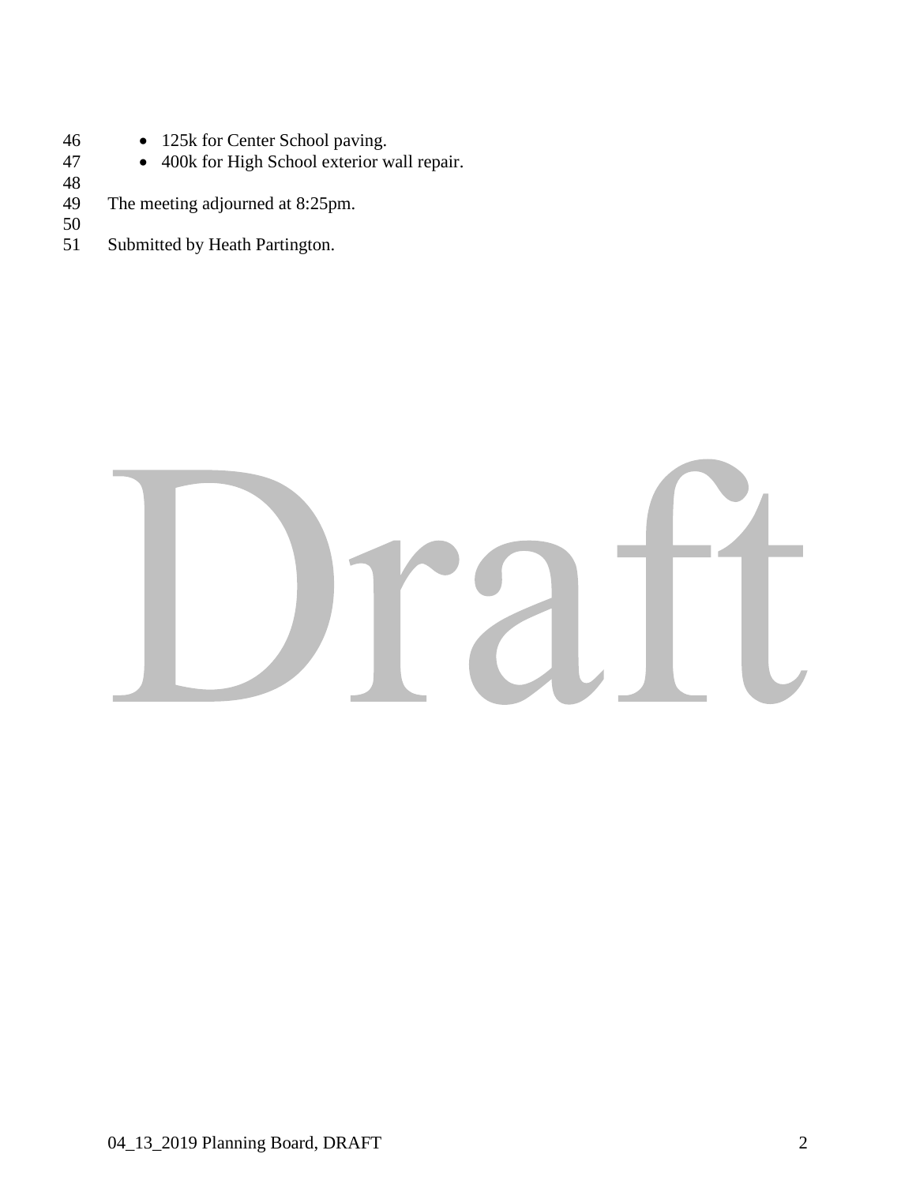- 125k for Center School paving.
- 400k for High School exterior wall repair.

The meeting adjourned at 8:25pm.

Submitted by Heath Partington.